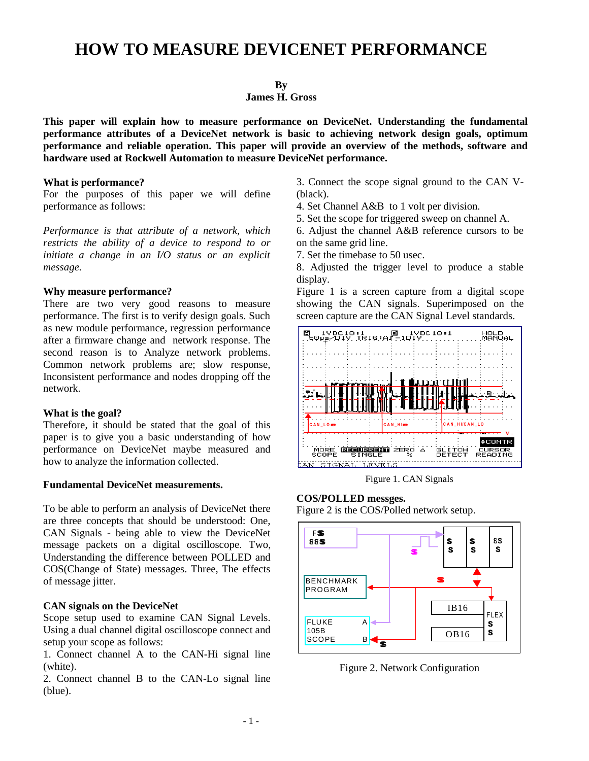# HOW TO MEASURE DEVICENET PERFORMANCE

**By**
**James H. Gross**

**This paper will explain how to measure performance on DeviceNet. Understanding the fundamental performance attributes of a DeviceNet network is basic to achieving network design goals, optimum performance and reliable operation. This paper will provide an overview of the methods, software and hardware used at Rockwell Automation to measure DeviceNet performance.**

**What is performance?**
For the purposes of this paper we will define performance as follows:

*Performance is that attribute of a network, which restricts the ability of a device to respond to or initiate a change in an I/O status or an explicit message.*

**Why measure performance?**
There are two very good reasons to measure performance. The first is to verify design goals. Such as new module performance, regression performance after a firmware change and network response. The second reason is to Analyze network problems. Common network problems are; slow response, Inconsistent performance and nodes dropping off the network.

**What is the goal?**
Therefore, it should be stated that the goal of this paper is to give you a basic understanding of how performance on DeviceNet maybe measured and how to analyze the information collected.

**Fundamental DeviceNet measurements.**

To be able to perform an analysis of DeviceNet there are three concepts that should be understood: One, CAN Signals - being able to view the DeviceNet message packets on a digital oscilloscope. Two, Understanding the difference between POLLED and COS(Change of State) messages. Three, The effects of message jitter.

**CAN signals on the DeviceNet**
Scope setup used to examine CAN Signal Levels. Using a dual channel digital oscilloscope connect and setup your scope as follows:
1. Connect channel A to the CAN-Hi signal line (white).
2. Connect channel B to the CAN-Lo signal line (blue).
3. Connect the scope signal ground to the CAN V- (black).
4. Set Channel A&B to 1 volt per division.
5. Set the scope for triggered sweep on channel A.
6. Adjust the channel A&B reference cursors to be on the same grid line.
7. Set the timebase to 50 usec.
8. Adjusted the trigger level to produce a stable display.

Figure 1 is a screen capture from a digital scope showing the CAN signals. Superimposed on the screen capture are the CAN Signal Level standards.

Figure 1. CAN Signals

**COS/POLLED messges.**
Figure 2 is the COS/Polled network setup.

Figure 2. Network Configuration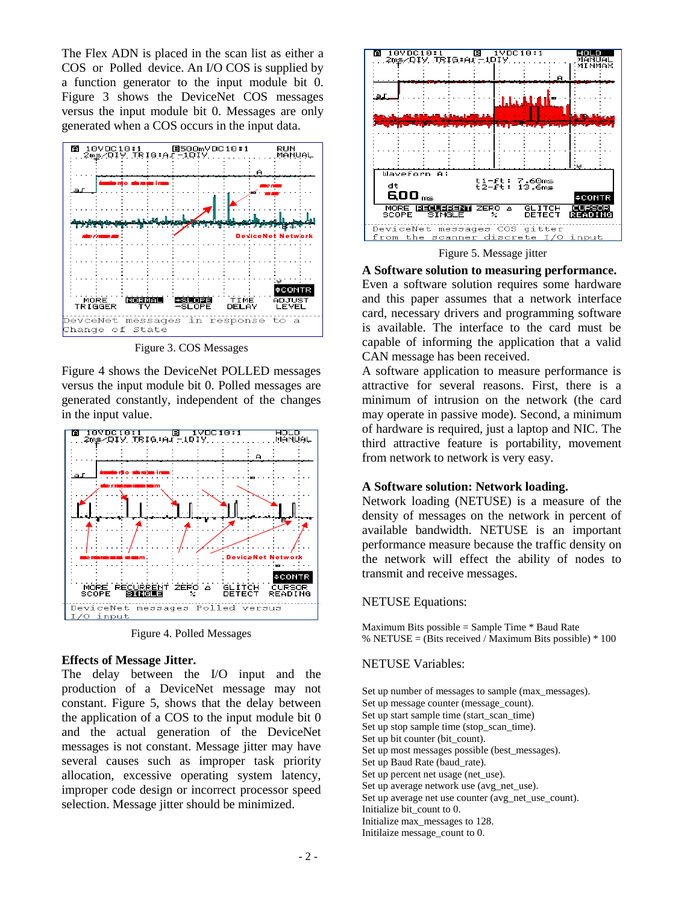The Flex ADN is placed in the scan list as either a COS or Polled device. An I/O COS is supplied by a function generator to the input module bit 0. Figure 3 shows the DeviceNet COS messages versus the input module bit 0. Messages are only generated when a COS occurs in the input data.

Figure 3. COS Messages

Figure 4 shows the DeviceNet POLLED messages versus the input module bit 0. Polled messages are generated constantly, independent of the changes in the input value.

Figure 4. Polled Messages

**Effects of Message Jitter.**
The delay between the I/O input and the production of a DeviceNet message may not constant. Figure 5, shows that the delay between the application of a COS to the input module bit 0 and the actual generation of the DeviceNet messages is not constant. Message jitter may have several causes such as improper task priority allocation, excessive operating system latency, improper code design or incorrect processor speed selection. Message jitter should be minimized.

Figure 5. Message jitter

**A Software solution to measuring performance.**
Even a software solution requires some hardware and this paper assumes that a network interface card, necessary drivers and programming software is available. The interface to the card must be capable of informing the application that a valid CAN message has been received.
A software application to measure performance is attractive for several reasons. First, there is a minimum of intrusion on the network (the card may operate in passive mode). Second, a minimum of hardware is required, just a laptop and NIC. The third attractive feature is portability, movement from network to network is very easy.

**A Software solution: Network loading.**
Network loading (NETUSE) is a measure of the density of messages on the network in percent of available bandwidth. NETUSE is an important performance measure because the traffic density on the network will effect the ability of nodes to transmit and receive messages.

NETUSE Equations:

Maximum Bits possible = Sample Time * Baud Rate
% NETUSE = (Bits received / Maximum Bits possible) * 100

NETUSE Variables:

Set up number of messages to sample (max_messages).
Set up message counter (message_count).
Set up start sample time (start_scan_time)
Set up stop sample time (stop_scan_time).
Set up bit counter (bit_count).
Set up most messages possible (best_messages).
Set up Baud Rate (baud_rate).
Set up percent net usage (net_use).
Set up average network use (avg_net_use).
Set up average net use counter (avg_net_use_count).
Initialize bit_count to 0.
Initialize max_messages to 128.
Initilaize message_count to 0.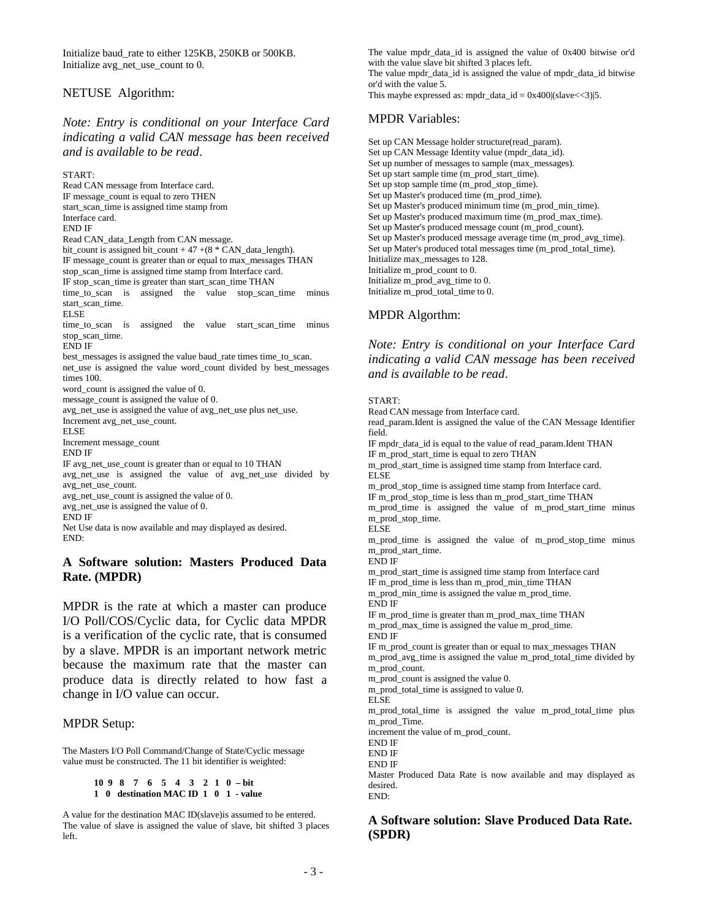Initialize baud_rate to either 125KB, 250KB or 500KB.
Initialize avg_net_use_count to 0.

### NETUSE Algorithm:

*Note: Entry is conditional on your Interface Card indicating a valid CAN message has been received and is available to be read.*

START:
Read CAN message from Interface card.
IF message_count is equal to zero THEN
start_scan_time is assigned time stamp from Interface card.
END IF
Read CAN_data_Length from CAN message.
bit_count is assigned bit_count + 47 +(8 * CAN_data_length).
IF message_count is greater than or equal to max_messages THAN
stop_scan_time is assigned time stamp from Interface card.
IF stop_scan_time is greater than start_scan_time THAN
time_to_scan is assigned the value stop_scan_time minus start_scan_time.
ELSE
time_to_scan is assigned the value start_scan_time minus stop_scan_time.
END IF
best_messages is assigned the value baud_rate times time_to_scan.
net_use is assigned the value word_count divided by best_messages times 100.
word_count is assigned the value of 0.
message_count is assigned the value of 0.
avg_net_use is assigned the value of avg_net_use plus net_use.
Increment avg_net_use_count.
ELSE
Increment message_count
END IF
IF avg_net_use_count is greater than or equal to 10 THAN
avg_net_use is assigned the value of avg_net_use divided by avg_net_use_count.
avg_net_use_count is assigned the value of 0.
avg_net_use is assigned the value of 0.
END IF
Net Use data is now available and may displayed as desired.
END:

## A Software solution: Masters Produced Data Rate. (MPDR)

MPDR is the rate at which a master can produce I/O Poll/COS/Cyclic data, for Cyclic data MPDR is a verification of the cyclic rate, that is consumed by a slave. MPDR is an important network metric because the maximum rate that the master can produce data is directly related to how fast a change in I/O value can occur.

### MPDR Setup:

The Masters I/O Poll Command/Change of State/Cyclic message value must be constructed. The 11 bit identifier is weighted:

| 10 | 9 | 8 7 6 5 4 3 | 2 | 1 | 0 | – bit |
|---|---|---|---|---|---|---|
| 1 | 0 | destination MAC ID | 1 | 0 | 1 | - value |

A value for the destination MAC ID(slave)is assumed to be entered.
The value of slave is assigned the value of slave, bit shifted 3 places left.
The value mpdr_data_id is assigned the value of 0x400 bitwise or'd with the value slave bit shifted 3 places left.
The value mpdr_data_id is assigned the value of mpdr_data_id bitwise or'd with the value 5.
This maybe expressed as: mpdr_data_id = 0x400|(slave<<3)|5.

### MPDR Variables:

Set up CAN Message holder structure(read_param).
Set up CAN Message Identity value (mpdr_data_id).
Set up number of messages to sample (max_messages).
Set up start sample time (m_prod_start_time).
Set up stop sample time (m_prod_stop_time).
Set up Master's produced time (m_prod_time).
Set up Master's produced minimum time (m_prod_min_time).
Set up Master's produced maximum time (m_prod_max_time).
Set up Master's produced message count (m_prod_count).
Set up Master's produced message average time (m_prod_avg_time).
Set up Mater's produced total messages time (m_prod_total_time).
Initialize max_messages to 128.
Initialize m_prod_count to 0.
Initialize m_prod_avg_time to 0.
Initialize m_prod_total_time to 0.

### MPDR Algorthm:

*Note: Entry is conditional on your Interface Card indicating a valid CAN message has been received and is available to be read.*

START:
Read CAN message from Interface card.
read_param.Ident is assigned the value of the CAN Message Identifier field.
IF mpdr_data_id is equal to the value of read_param.Ident THAN
IF m_prod_start_time is equal to zero THAN
m_prod_start_time is assigned time stamp from Interface card.
ELSE
m_prod_stop_time is assigned time stamp from Interface card.
IF m_prod_stop_time is less than m_prod_start_time THAN
m_prod_time is assigned the value of m_prod_start_time minus m_prod_stop_time.
ELSE
m_prod_time is assigned the value of m_prod_stop_time minus m_prod_start_time.
END IF
m_prod_start_time is assigned time stamp from Interface card
IF m_prod_time is less than m_prod_min_time THAN
m_prod_min_time is assigned the value m_prod_time.
END IF
IF m_prod_time is greater than m_prod_max_time THAN
m_prod_max_time is assigned the value m_prod_time.
END IF
IF m_prod_count is greater than or equal to max_messages THAN
m_prod_avg_time is assigned the value m_prod_total_time divided by m_prod_count.
m_prod_count is assigned the value 0.
m_prod_total_time is assigned to value 0.
ELSE
m_prod_total_time is assigned the value m_prod_total_time plus m_prod_Time.
increment the value of m_prod_count.
END IF
END IF
END IF
Master Produced Data Rate is now available and may displayed as desired.
END:

## A Software solution: Slave Produced Data Rate. (SPDR)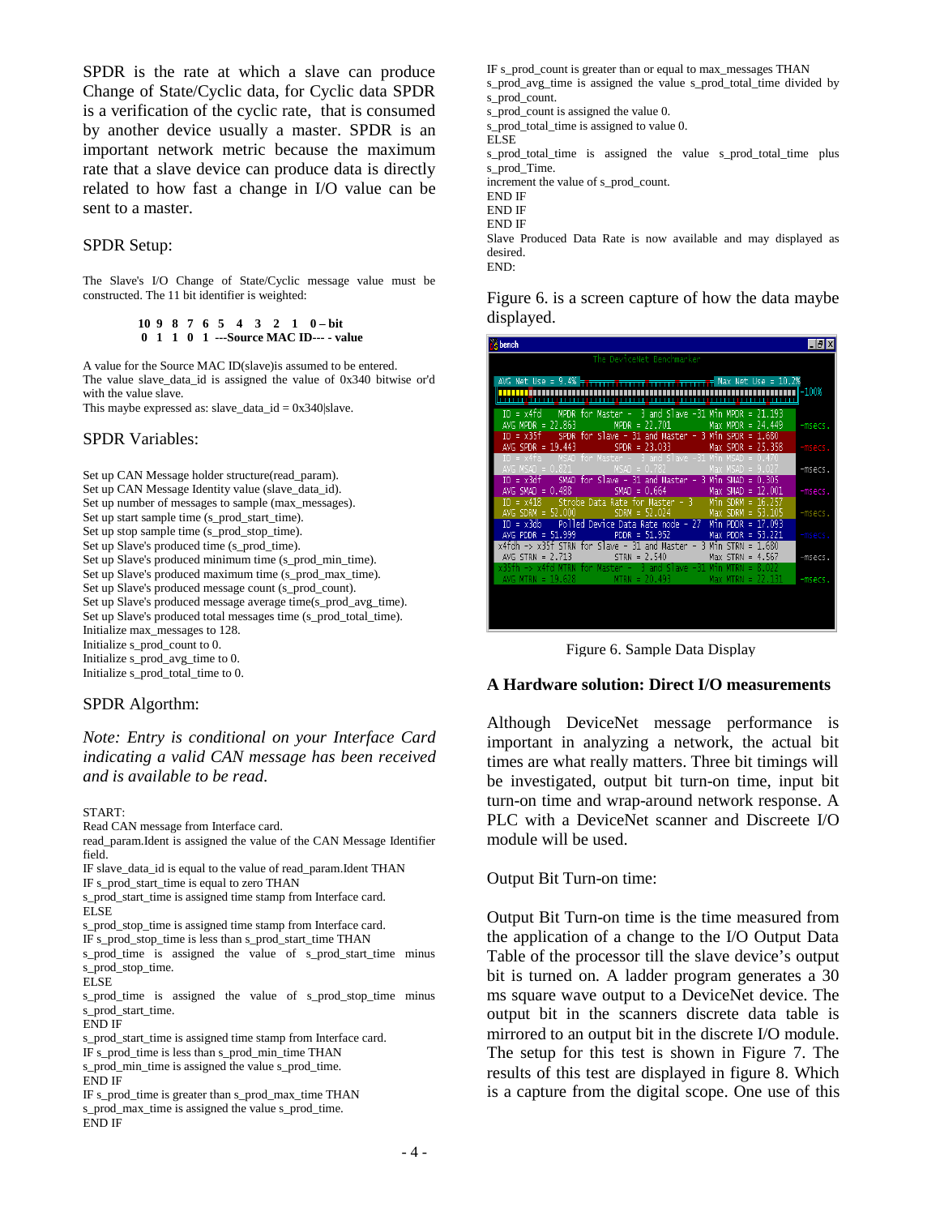SPDR is the rate at which a slave can produce Change of State/Cyclic data, for Cyclic data SPDR is a verification of the cyclic rate, that is consumed by another device usually a master. SPDR is an important network metric because the maximum rate that a slave device can produce data is directly related to how fast a change in I/O value can be sent to a master.

## SPDR Setup:

The Slave's I/O Change of State/Cyclic message value must be constructed. The 11 bit identifier is weighted:

**10 9 8 7 6 5 4 3 2 1 0 – bit**
**0 1 1 0 1 ---Source MAC ID--- - value**

A value for the Source MAC ID(slave)is assumed to be entered.
The value slave_data_id is assigned the value of 0x340 bitwise or'd with the slave.
This maybe expressed as: slave_data_id = 0x340|slave.

## SPDR Variables:

Set up CAN Message holder structure(read_param).
Set up CAN Message Identity value (slave_data_id).
Set up number of messages to sample (max_messages).
Set up start sample time (s_prod_start_time).
Set up stop sample time (s_prod_stop_time).
Set up Slave's produced time (s_prod_time).
Set up Slave's produced minimum time (s_prod_min_time).
Set up Slave's produced maximum time (s_prod_max_time).
Set up Slave's produced message count (s_prod_count).
Set up Slave's produced message average time(s_prod_avg_time).
Set up Slave's produced total messages time (s_prod_total_time).
Initialize max_messages to 128.
Initialize s_prod_count to 0.
Initialize s_prod_avg_time to 0.
Initialize s_prod_total_time to 0.

## SPDR Algorthm:

*Note: Entry is conditional on your Interface Card indicating a valid CAN message has been received and is available to be read.*

START:
Read CAN message from Interface card.
read_param.Ident is assigned the value of the CAN Message Identifier field.
IF slave_data_id is equal to the value of read_param.Ident THAN
IF s_prod_start_time is equal to zero THAN
s_prod_start_time is assigned time stamp from Interface card.
ELSE
s_prod_stop_time is assigned time stamp from Interface card.
IF s_prod_stop_time is less than s_prod_start_time THAN
s_prod_time is assigned the value of s_prod_start_time minus s_prod_stop_time.
ELSE
s_prod_time is assigned the value of s_prod_stop_time minus s_prod_start_time.
END IF
s_prod_start_time is assigned time stamp from Interface card.
IF s_prod_time is less than s_prod_min_time THAN
s_prod_min_time is assigned the value s_prod_time.
END IF
IF s_prod_time is greater than s_prod_max_time THAN
s_prod_max_time is assigned the value s_prod_time.
END IF
IF s_prod_count is greater than or equal to max_messages THAN
s_prod_avg_time is assigned the value s_prod_total_time divided by s_prod_count.
s_prod_count is assigned the value 0.
s_prod_total_time is assigned to value 0.
ELSE
s_prod_total_time is assigned the value s_prod_total_time plus s_prod_Time.
increment the value of s_prod_count.
END IF
END IF
END IF
Slave Produced Data Rate is now available and may displayed as desired.
END:

Figure 6. is a screen capture of how the data maybe displayed.

Figure 6. Sample Data Display

### A Hardware solution: Direct I/O measurements

Although DeviceNet message performance is important in analyzing a network, the actual bit times are what really matters. Three bit timings will be investigated, output bit turn-on time, input bit turn-on time and wrap-around network response. A PLC with a DeviceNet scanner and Discreete I/O module will be used.

Output Bit Turn-on time:

Output Bit Turn-on time is the time measured from the application of a change to the I/O Output Data Table of the processor till the slave device's output bit is turned on. A ladder program generates a 30 ms square wave output to a DeviceNet device. The output bit in the scanners discrete data table is mirrored to an output bit in the discrete I/O module. The setup for this test is shown in Figure 7. The results of this test are displayed in figure 8. Which is a capture from the digital scope. One use of this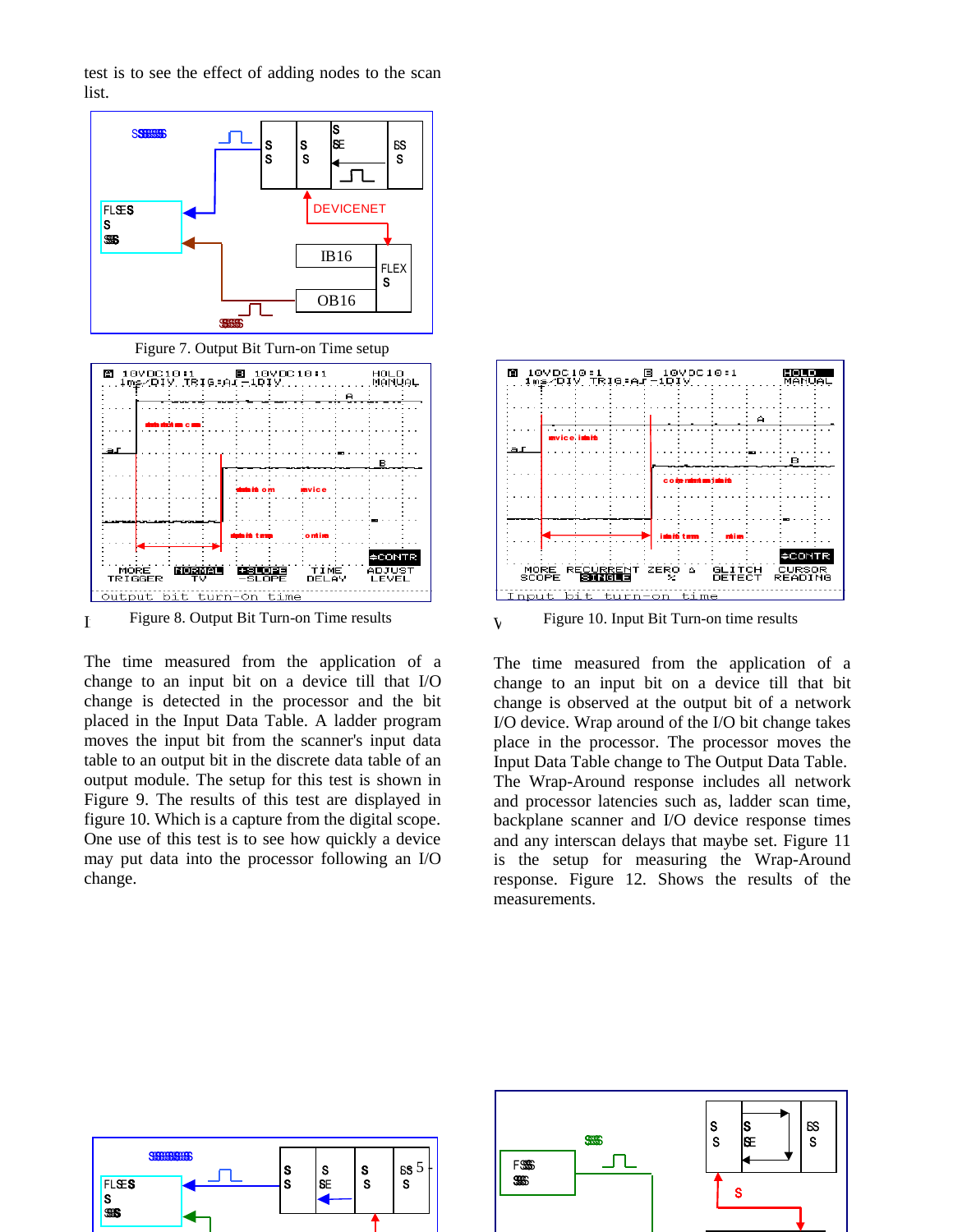test is to see the effect of adding nodes to the scan list.

Figure 7. Output Bit Turn-on Time setup

Figure 8. Output Bit Turn-on Time results

The time measured from the application of a change to an input bit on a device till that I/O change is detected in the processor and the bit placed in the Input Data Table. A ladder program moves the input bit from the scanner's input data table to an output bit in the discrete data table of an output module. The setup for this test is shown in Figure 9. The results of this test are displayed in figure 10. Which is a capture from the digital scope. One use of this test is to see how quickly a device may put data into the processor following an I/O change.

Figure 10. Input Bit Turn-on time results

The time measured from the application of a change to an input bit on a device till that bit change is observed at the output bit of a network I/O device. Wrap around of the I/O bit change takes place in the processor. The processor moves the Input Data Table change to The Output Data Table. The Wrap-Around response includes all network and processor latencies such as, ladder scan time, backplane scanner and I/O device response times and any interscan delays that maybe set. Figure 11 is the setup for measuring the Wrap-Around response. Figure 12. Shows the results of the measurements.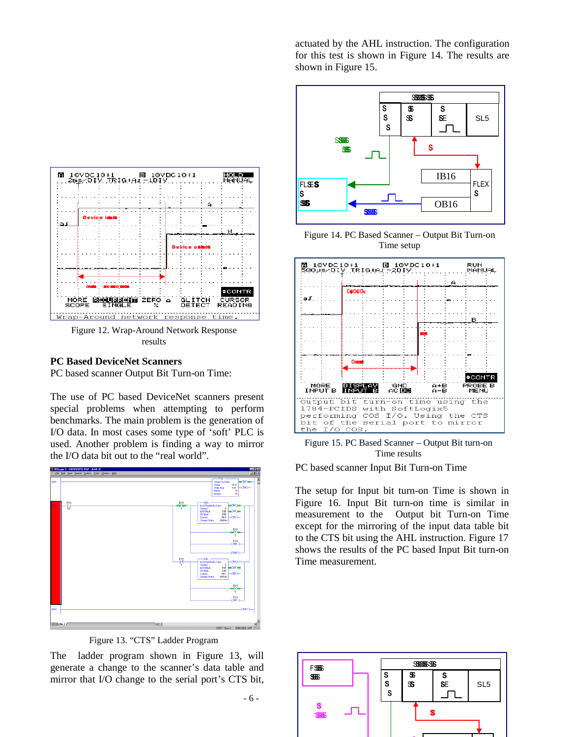Figure 12. Wrap-Around Network Response results

### PC Based DeviceNet Scanners

PC based scanner Output Bit Turn-on Time:

The use of PC based DeviceNet scanners present special problems when attempting to perform benchmarks. The main problem is the generation of I/O data. In most cases some type of 'soft' PLC is used. Another problem is finding a way to mirror the I/O data bit out to the "real world".

Figure 13. "CTS" Ladder Program

The ladder program shown in Figure 13, will generate a change to the scanner's data table and mirror that I/O change to the serial port's CTS bit, actuated by the AHL instruction. The configuration for this test is shown in Figure 14. The results are shown in Figure 15.

Figure 14. PC Based Scanner – Output Bit Turn-on Time setup

Figure 15. PC Based Scanner – Output Bit turn-on Time results

PC based scanner Input Bit Turn-on Time

The setup for Input bit turn-on Time is shown in Figure 16. Input Bit turn-on time is similar in measurement to the Output bit Turn-on Time except for the mirroring of the input data table bit to the CTS bit using the AHL instruction. Figure 17 shows the results of the PC based Input Bit turn-on Time measurement.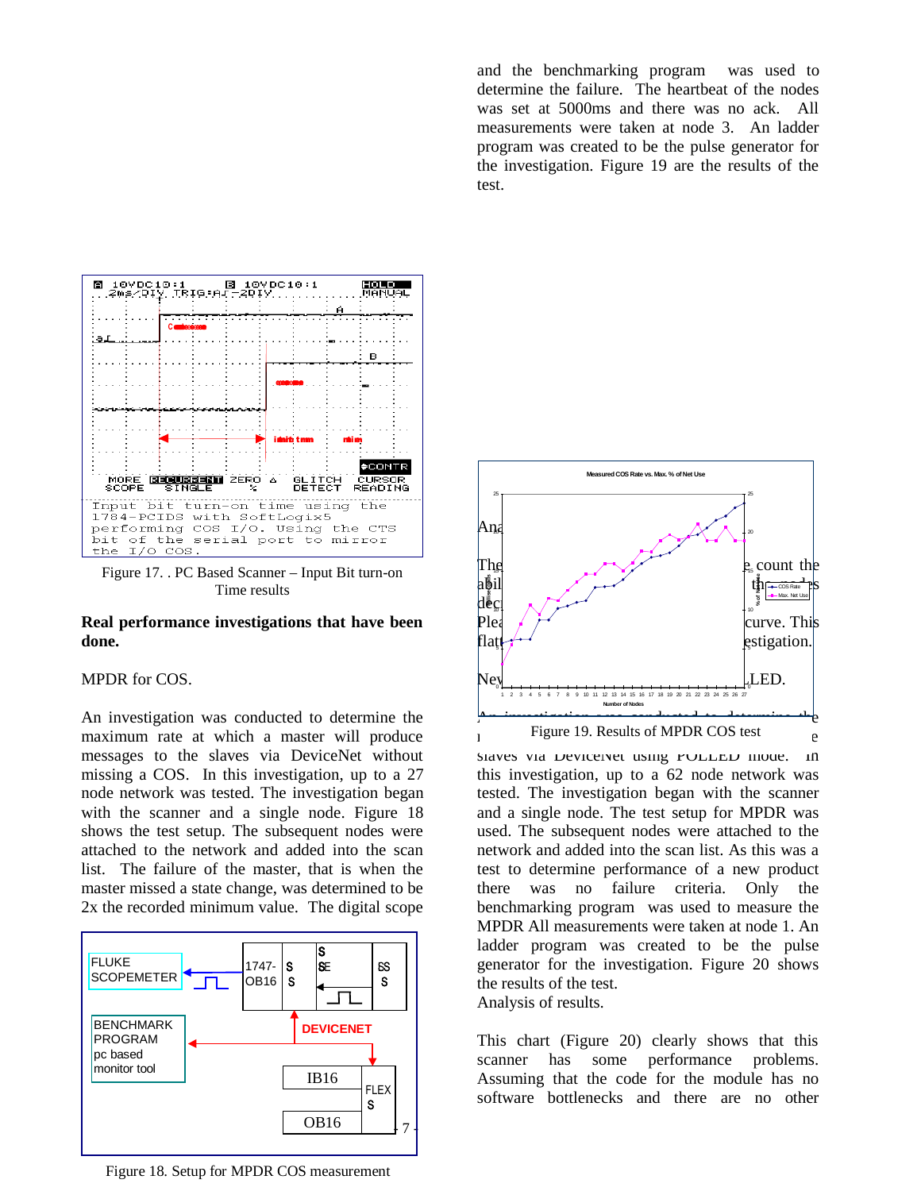and the benchmarking program was used to determine the failure. The heartbeat of the nodes was set at 5000ms and there was no ack. All measurements were taken at node 3. An ladder program was created to be the pulse generator for the investigation. Figure 19 are the results of the test.

Input bit turn-on time using the 1784-PCIDS with SoftLogix5 performing COS I/O. Using the CTS bit of the serial port to mirror the I/O COS.

Figure 17. . PC Based Scanner – Input Bit turn-on Time results

**Real performance investigations that have been done.**

MPDR for COS.

An investigation was conducted to determine the maximum rate at which a master will produce messages to the slaves via DeviceNet without missing a COS. In this investigation, up to a 27 node network was tested. The investigation began with the scanner and a single node. Figure 18 shows the test setup. The subsequent nodes were attached to the network and added into the scan list. The failure of the master, that is when the master missed a state change, was determined to be 2x the recorded minimum value. The digital scope

Figure 18. Setup for MPDR COS measurement

Figure 19. Results of MPDR COS test

Analysis ... The ... count the ability ... the ... nodes decreases ... Please ... curve. This flattens ... investigation.

New ... LED.

An investigation was conducted to determine the maximum rate at which a master will produce messages to the slaves via DeviceNet using POLLED mode. In this investigation, up to a 62 node network was tested. The investigation began with the scanner and a single node. The test setup for MPDR was used. The subsequent nodes were attached to the network and added into the scan list. As this was a test to determine performance of a new product there was no failure criteria. Only the benchmarking program was used to measure the MPDR All measurements were taken at node 1. An ladder program was created to be the pulse generator for the investigation. Figure 20 shows the results of the test.

Analysis of results.

This chart (Figure 20) clearly shows that this scanner has some performance problems. Assuming that the code for the module has no software bottlenecks and there are no other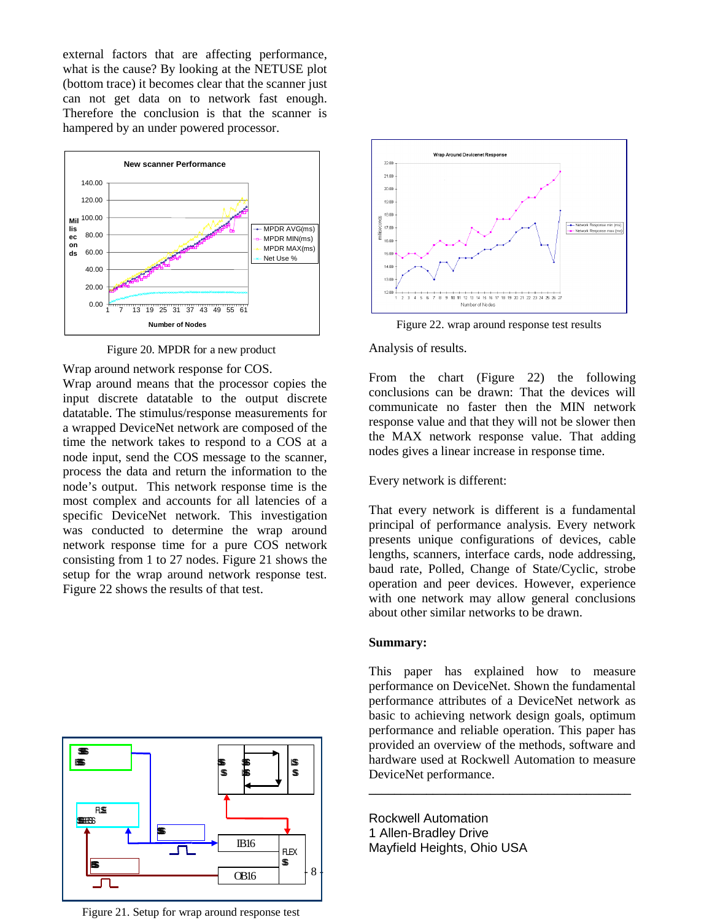external factors that are affecting performance, what is the cause? By looking at the NETUSE plot (bottom trace) it becomes clear that the scanner just can not get data on to network fast enough. Therefore the conclusion is that the scanner is hampered by an under powered processor.

Figure 20. MPDR for a new product

Wrap around network response for COS.

Wrap around means that the processor copies the input discrete datatable to the output discrete datatable. The stimulus/response measurements for a wrapped DeviceNet network are composed of the time the network takes to respond to a COS at a node input, send the COS message to the scanner, process the data and return the information to the node's output. This network response time is the most complex and accounts for all latencies of a specific DeviceNet network. This investigation was conducted to determine the wrap around network response time for a pure COS network consisting from 1 to 27 nodes. Figure 21 shows the setup for the wrap around network response test. Figure 22 shows the results of that test.

Figure 21. Setup for wrap around response test

Figure 22. wrap around response test results

Analysis of results.

From the chart (Figure 22) the following conclusions can be drawn: That the devices will communicate no faster then the MIN network response value and that they will not be slower then the MAX network response value. That adding nodes gives a linear increase in response time.

Every network is different:

That every network is different is a fundamental principal of performance analysis. Every network presents unique configurations of devices, cable lengths, scanners, interface cards, node addressing, baud rate, Polled, Change of State/Cyclic, strobe operation and peer devices. However, experience with one network may allow general conclusions about other similar networks to be drawn.

**Summary:**

This paper has explained how to measure performance on DeviceNet. Shown the fundamental performance attributes of a DeviceNet network as basic to achieving network design goals, optimum performance and reliable operation. This paper has provided an overview of the methods, software and hardware used at Rockwell Automation to measure DeviceNet performance.

---

Rockwell Automation
1 Allen-Bradley Drive
Mayfield Heights, Ohio USA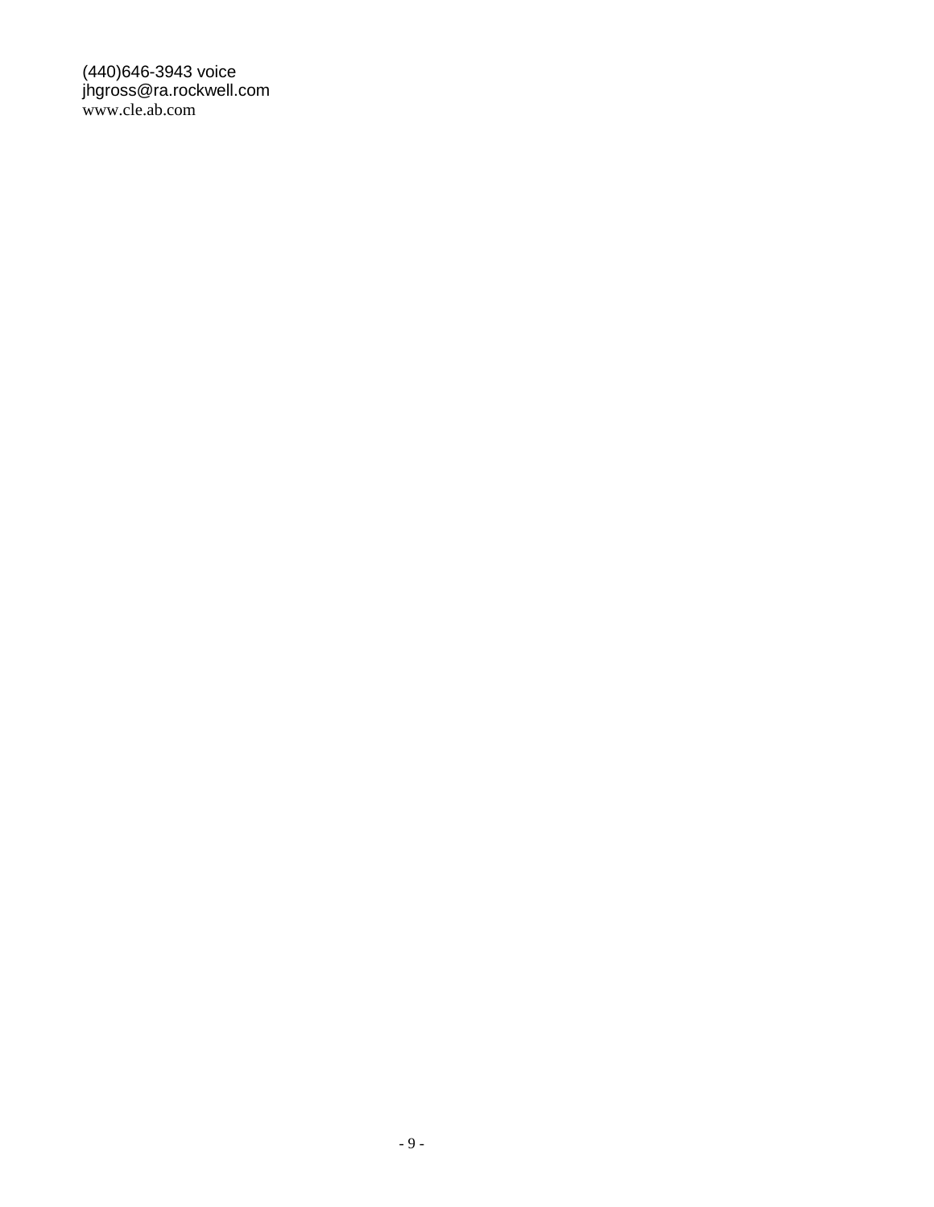(440)646-3943 voice
jhgross@ra.rockwell.com
www.cle.ab.com